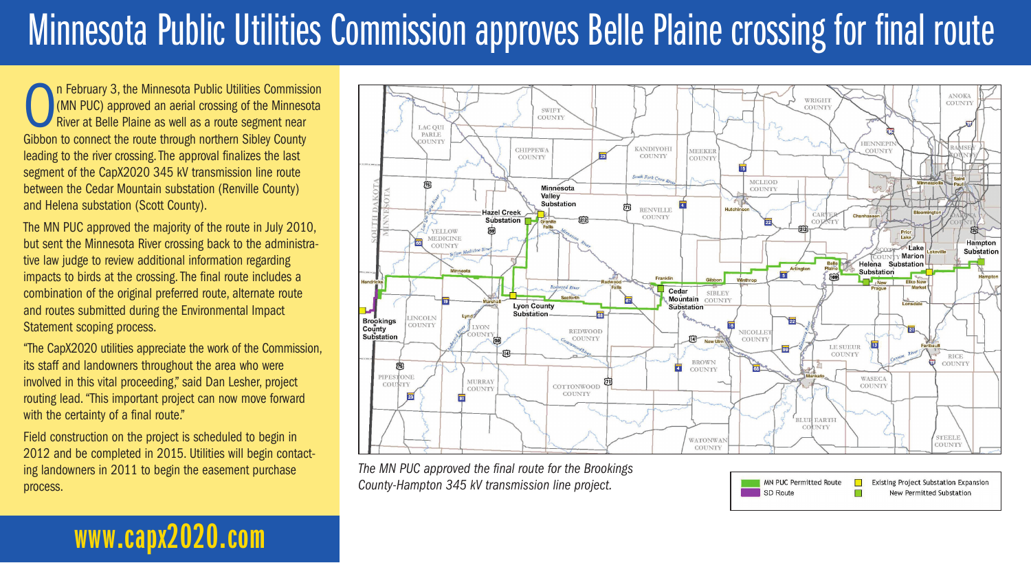# Minnesota Public Utilities Commission approves Belle Plaine crossing for final route

On February 3, the Minnesota Public Utilities Commission (MN PUC) approved an aerial crossing of the Minnesota River at Belle Plaine as well as a route segment near Gibbon to connect the route through northern Sibley County leading to the river crossing. The approval finalizes the last segment of the CapX2020 345 kV transmission line route between the Cedar Mountain substation (Renville County) and Helena substation (Scott County).

The MN PUC approved the majority of the route in July 2010, but sent the Minnesota River crossing back to the administrative law judge to review additional information regarding impacts to birds at the crossing. The final route includes a combination of the original preferred route, alternate route and routes submitted during the Environmental Impact Statement scoping process.

"The CapX2020 utilities appreciate the work of the Commission, its staff and landowners throughout the area who were involved in this vital proceeding," said Dan Lesher, project routing lead. "This important project can now move forward with the certainty of a final route."

Field construction on the project is scheduled to begin in 2012 and be completed in 2015. Utilities will begin contacting landowners in 2011 to begin the easement purchase process.

*The MN PUC approved the final route for the Brookings County-Hampton 345 kV transmission line project.*

| | |
|---|---|
| MN PUC Permitted Route | Existing Project Substation Expansion |
| SD Route | New Permitted Substation |

**www.capx2020.com**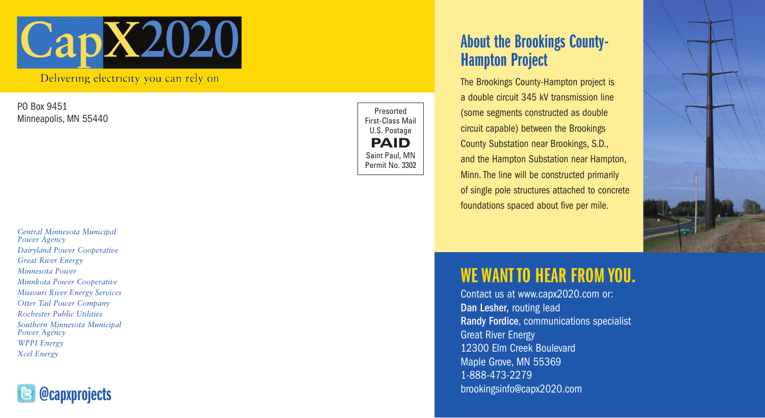# CapX2020

Delivering electricity you can rely on

PO Box 9451
Minneapolis, MN 55440

Presorted
First-Class Mail
U.S. Postage
**PAID**
Saint Paul, MN
Permit No. 3302

*Central Minnesota Municipal Power Agency*
*Dairyland Power Cooperative*
*Great River Energy*
*Minnesota Power*
*Minnkota Power Cooperative*
*Missouri River Energy Services*
*Otter Tail Power Company*
*Rochester Public Utilities*
*Southern Minnesota Municipal Power Agency*
*WPPI Energy*
*Xcel Energy*

@capxprojects

## About the Brookings County-Hampton Project

The Brookings County-Hampton project is a double circuit 345 kV transmission line (some segments constructed as double circuit capable) between the Brookings County Substation near Brookings, S.D., and the Hampton Substation near Hampton, Minn. The line will be constructed primarily of single pole structures attached to concrete foundations spaced about five per mile.

## WE WANT TO HEAR FROM YOU.

Contact us at www.capx2020.com or:
**Dan Lesher,** routing lead
**Randy Fordice**, communications specialist
Great River Energy
12300 Elm Creek Boulevard
Maple Grove, MN 55369
1-888-473-2279
brookingsinfo@capx2020.com